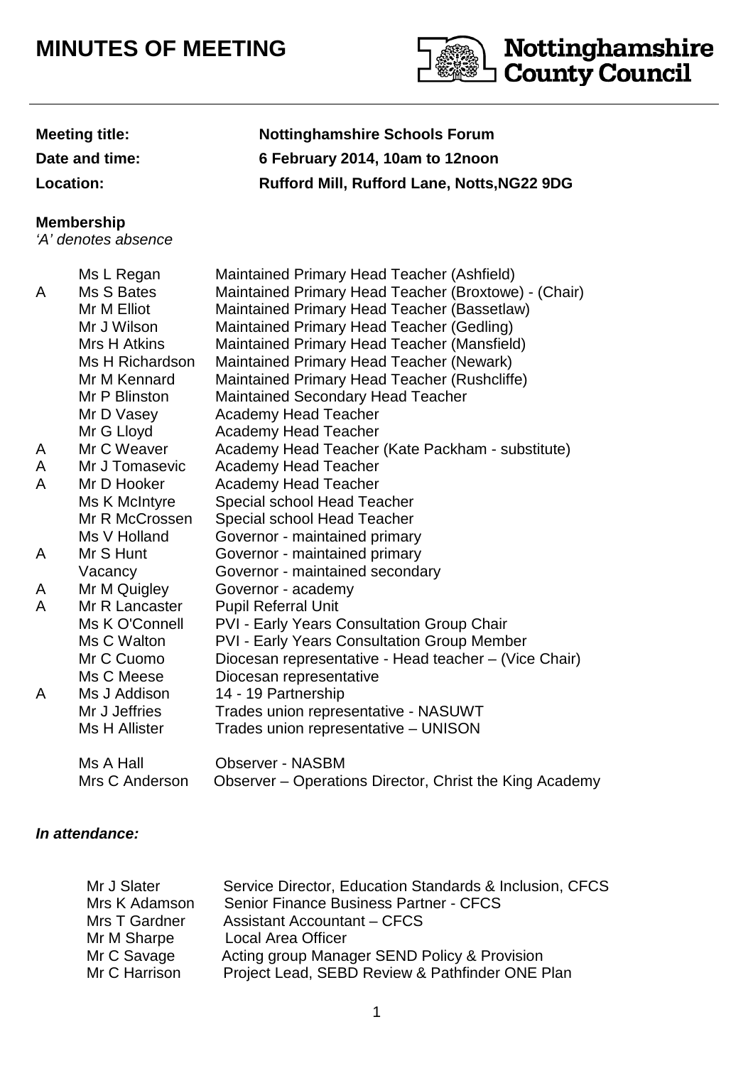# MINUTES OF MEETING

**Nottinghamshire County Council**

| | |
|---|---|
| **Meeting title:** | **Nottinghamshire Schools Forum** |
| **Date and time:** | **6 February 2014, 10am to 12noon** |
| **Location:** | **Rufford Mill, Rufford Lane, Notts,NG22 9DG** |

**Membership**
*'A' denotes absence*

| | | |
|---|---|---|
| | Ms L Regan | Maintained Primary Head Teacher (Ashfield) |
| A | Ms S Bates | Maintained Primary Head Teacher (Broxtowe) - (Chair) |
| | Mr M Elliot | Maintained Primary Head Teacher (Bassetlaw) |
| | Mr J Wilson | Maintained Primary Head Teacher (Gedling) |
| | Mrs H Atkins | Maintained Primary Head Teacher (Mansfield) |
| | Ms H Richardson | Maintained Primary Head Teacher (Newark) |
| | Mr M Kennard | Maintained Primary Head Teacher (Rushcliffe) |
| | Mr P Blinston | Maintained Secondary Head Teacher |
| | Mr D Vasey | Academy Head Teacher |
| | Mr G Lloyd | Academy Head Teacher |
| A | Mr C Weaver | Academy Head Teacher (Kate Packham - substitute) |
| A | Mr J Tomasevic | Academy Head Teacher |
| A | Mr D Hooker | Academy Head Teacher |
| | Ms K McIntyre | Special school Head Teacher |
| | Mr R McCrossen | Special school Head Teacher |
| | Ms V Holland | Governor - maintained primary |
| A | Mr S Hunt | Governor - maintained primary |
| | Vacancy | Governor - maintained secondary |
| A | Mr M Quigley | Governor - academy |
| A | Mr R Lancaster | Pupil Referral Unit |
| | Ms K O'Connell | PVI - Early Years Consultation Group Chair |
| | Ms C Walton | PVI - Early Years Consultation Group Member |
| | Mr C Cuomo | Diocesan representative - Head teacher – (Vice Chair) |
| | Ms C Meese | Diocesan representative |
| A | Ms J Addison | 14 - 19 Partnership |
| | Mr J Jeffries | Trades union representative - NASUWT |
| | Ms H Allister | Trades union representative – UNISON |
| | Ms A Hall | Observer - NASBM |
| | Mrs C Anderson | Observer – Operations Director, Christ the King Academy |

***In attendance:***

| | |
|---|---|
| Mr J Slater | Service Director, Education Standards & Inclusion, CFCS |
| Mrs K Adamson | Senior Finance Business Partner - CFCS |
| Mrs T Gardner | Assistant Accountant – CFCS |
| Mr M Sharpe | Local Area Officer |
| Mr C Savage | Acting group Manager SEND Policy & Provision |
| Mr C Harrison | Project Lead, SEBD Review & Pathfinder ONE Plan |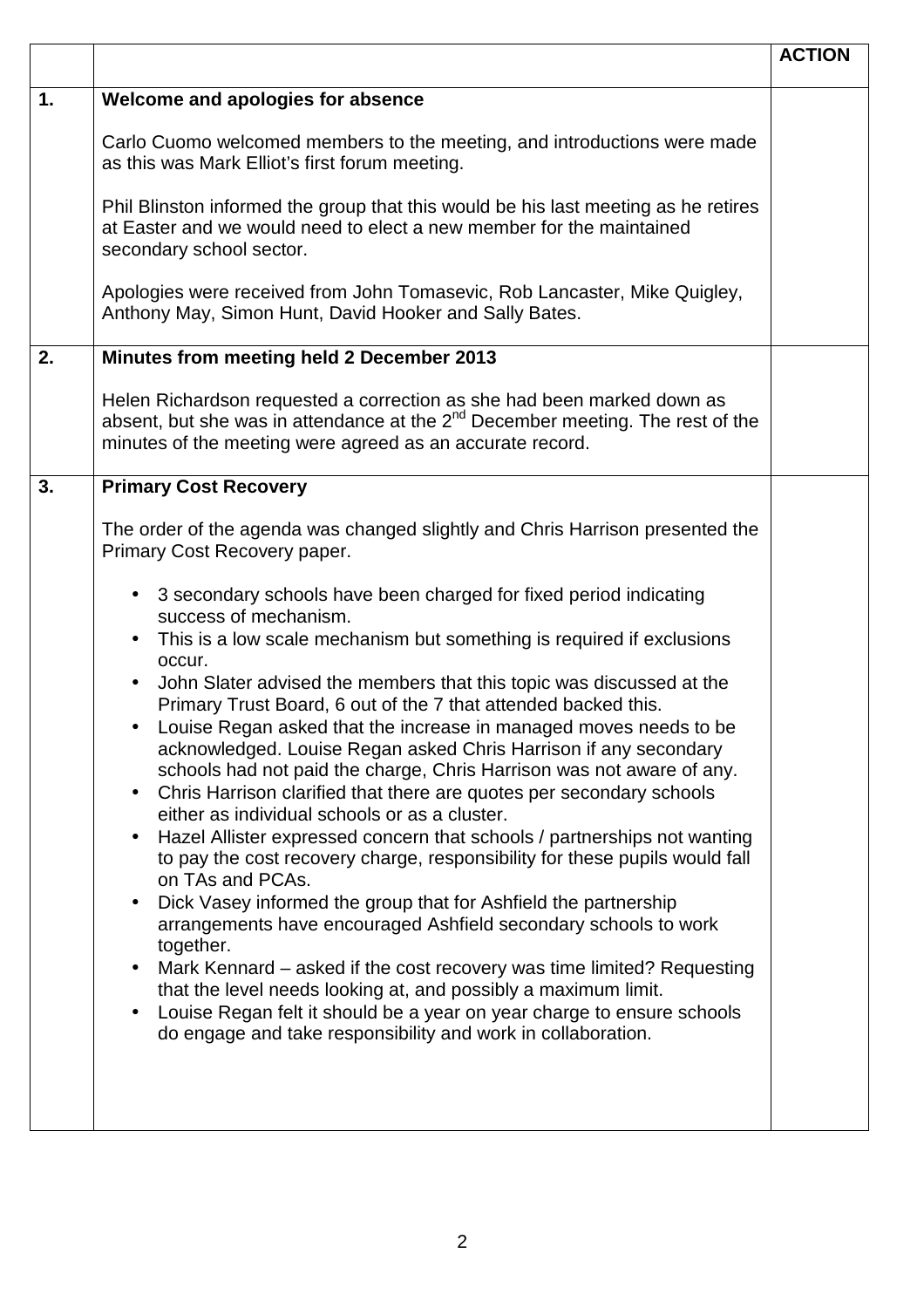| | | ACTION |
|---|---|---|
| **1.** | **Welcome and apologies for absence**<br><br>Carlo Cuomo welcomed members to the meeting, and introductions were made as this was Mark Elliot's first forum meeting.<br><br>Phil Blinston informed the group that this would be his last meeting as he retires at Easter and we would need to elect a new member for the maintained secondary school sector.<br><br>Apologies were received from John Tomasevic, Rob Lancaster, Mike Quigley, Anthony May, Simon Hunt, David Hooker and Sally Bates. | |
| **2.** | **Minutes from meeting held 2 December 2013**<br><br>Helen Richardson requested a correction as she had been marked down as absent, but she was in attendance at the 2nd December meeting. The rest of the minutes of the meeting were agreed as an accurate record. | |
| **3.** | **Primary Cost Recovery**<br><br>The order of the agenda was changed slightly and Chris Harrison presented the Primary Cost Recovery paper.<br><br>• 3 secondary schools have been charged for fixed period indicating success of mechanism.<br>• This is a low scale mechanism but something is required if exclusions occur.<br>• John Slater advised the members that this topic was discussed at the Primary Trust Board, 6 out of the 7 that attended backed this.<br>• Louise Regan asked that the increase in managed moves needs to be acknowledged. Louise Regan asked Chris Harrison if any secondary schools had not paid the charge, Chris Harrison was not aware of any.<br>• Chris Harrison clarified that there are quotes per secondary schools either as individual schools or as a cluster.<br>• Hazel Allister expressed concern that schools / partnerships not wanting to pay the cost recovery charge, responsibility for these pupils would fall on TAs and PCAs.<br>• Dick Vasey informed the group that for Ashfield the partnership arrangements have encouraged Ashfield secondary schools to work together.<br>• Mark Kennard – asked if the cost recovery was time limited? Requesting that the level needs looking at, and possibly a maximum limit.<br>• Louise Regan felt it should be a year on year charge to ensure schools do engage and take responsibility and work in collaboration. | |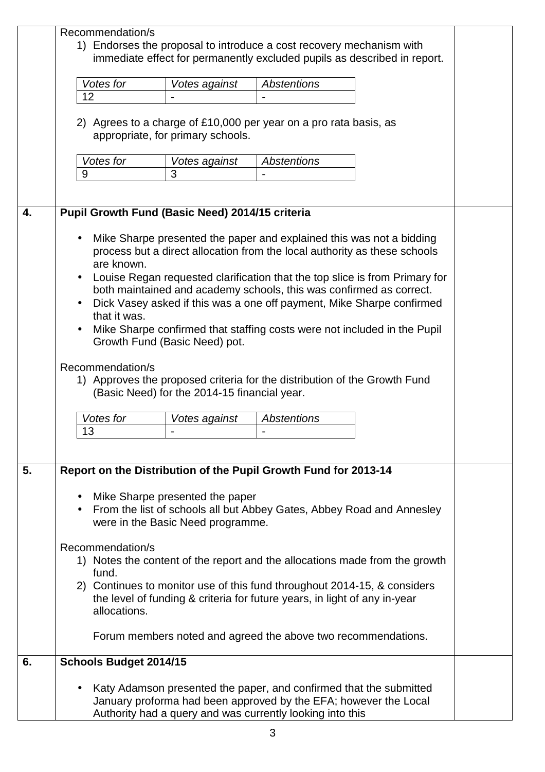Recommendation/s

1) Endorses the proposal to introduce a cost recovery mechanism with immediate effect for permanently excluded pupils as described in report.

| *Votes for* | *Votes against* | *Abstentions* |
|---|---|---|
| 12 | - | - |

2) Agrees to a charge of £10,000 per year on a pro rata basis, as appropriate, for primary schools.

| *Votes for* | *Votes against* | *Abstentions* |
|---|---|---|
| 9 | 3 | - |

**4. Pupil Growth Fund (Basic Need) 2014/15 criteria**

- Mike Sharpe presented the paper and explained this was not a bidding process but a direct allocation from the local authority as these schools are known.
- Louise Regan requested clarification that the top slice is from Primary for both maintained and academy schools, this was confirmed as correct.
- Dick Vasey asked if this was a one off payment, Mike Sharpe confirmed that it was.
- Mike Sharpe confirmed that staffing costs were not included in the Pupil Growth Fund (Basic Need) pot.

Recommendation/s

1) Approves the proposed criteria for the distribution of the Growth Fund (Basic Need) for the 2014-15 financial year.

| *Votes for* | *Votes against* | *Abstentions* |
|---|---|---|
| 13 | - | - |

**5. Report on the Distribution of the Pupil Growth Fund for 2013-14**

- Mike Sharpe presented the paper
- From the list of schools all but Abbey Gates, Abbey Road and Annesley were in the Basic Need programme.

Recommendation/s

1) Notes the content of the report and the allocations made from the growth fund.
2) Continues to monitor use of this fund throughout 2014-15, & considers the level of funding & criteria for future years, in light of any in-year allocations.

Forum members noted and agreed the above two recommendations.

**6. Schools Budget 2014/15**

- Katy Adamson presented the paper, and confirmed that the submitted January proforma had been approved by the EFA; however the Local Authority had a query and was currently looking into this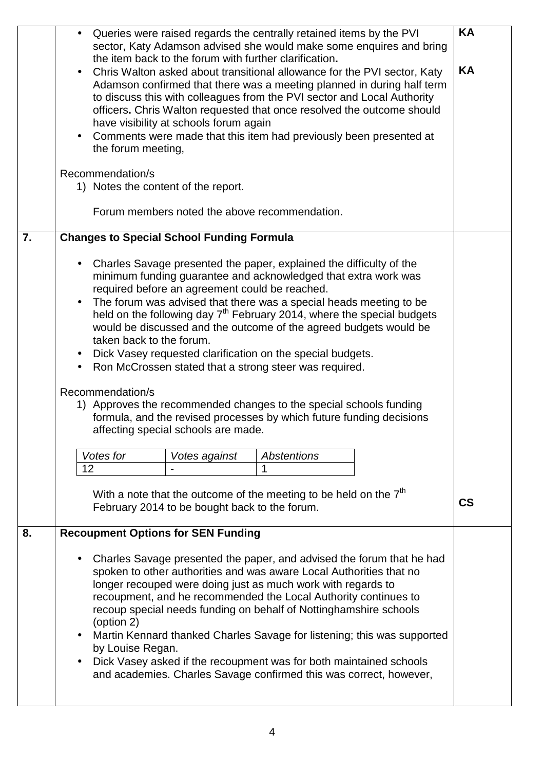| | | |
|---|---|---|
| | • Queries were raised regards the centrally retained items by the PVI sector, Katy Adamson advised she would make some enquires and bring the item back to the forum with further clarification.<br>• Chris Walton asked about transitional allowance for the PVI sector, Katy Adamson confirmed that there was a meeting planned in during half term to discuss this with colleagues from the PVI sector and Local Authority officers. Chris Walton requested that once resolved the outcome should have visibility at schools forum again<br>• Comments were made that this item had previously been presented at the forum meeting,<br><br>Recommendation/s<br>1) Notes the content of the report.<br><br>Forum members noted the above recommendation. | **KA**<br><br>**KA** |
| **7.** | **Changes to Special School Funding Formula**<br><br>• Charles Savage presented the paper, explained the difficulty of the minimum funding guarantee and acknowledged that extra work was required before an agreement could be reached.<br>• The forum was advised that there was a special heads meeting to be held on the following day 7th February 2014, where the special budgets would be discussed and the outcome of the agreed budgets would be taken back to the forum.<br>• Dick Vasey requested clarification on the special budgets.<br>• Ron McCrossen stated that a strong steer was required.<br><br>Recommendation/s<br>1) Approves the recommended changes to the special schools funding formula, and the revised processes by which future funding decisions affecting special schools are made.<br><br>*Votes for*: 12 / *Votes against*: - / *Abstentions*: 1<br><br>With a note that the outcome of the meeting to be held on the 7th February 2014 to be bought back to the forum. | **CS** |
| **8.** | **Recoupment Options for SEN Funding**<br><br>• Charles Savage presented the paper, and advised the forum that he had spoken to other authorities and was aware Local Authorities that no longer recouped were doing just as much work with regards to recoupment, and he recommended the Local Authority continues to recoup special needs funding on behalf of Nottinghamshire schools (option 2)<br>• Martin Kennard thanked Charles Savage for listening; this was supported by Louise Regan.<br>• Dick Vasey asked if the recoupment was for both maintained schools and academies. Charles Savage confirmed this was correct, however, | |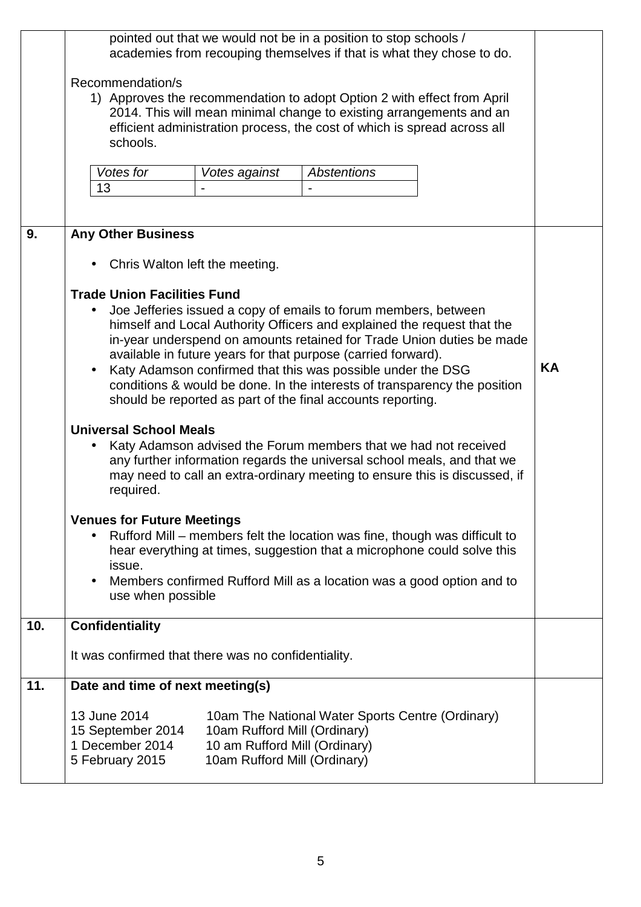| | | |
|---|---|---|
| | pointed out that we would not be in a position to stop schools / academies from recouping themselves if that is what they chose to do.<br><br>Recommendation/s<br>1) Approves the recommendation to adopt Option 2 with effect from April 2014. This will mean minimal change to existing arrangements and an efficient administration process, the cost of which is spread across all schools.<br><br>*Votes for*: 13 / *Votes against*: - / *Abstentions*: - | |
| **9.** | **Any Other Business**<br><br>• Chris Walton left the meeting.<br><br>**Trade Union Facilities Fund**<br>• Joe Jefferies issued a copy of emails to forum members, between himself and Local Authority Officers and explained the request that the in-year underspend on amounts retained for Trade Union duties be made available in future years for that purpose (carried forward).<br>• Katy Adamson confirmed that this was possible under the DSG conditions & would be done. In the interests of transparency the position should be reported as part of the final accounts reporting.<br><br>**Universal School Meals**<br>• Katy Adamson advised the Forum members that we had not received any further information regards the universal school meals, and that we may need to call an extra-ordinary meeting to ensure this is discussed, if required.<br><br>**Venues for Future Meetings**<br>• Rufford Mill – members felt the location was fine, though was difficult to hear everything at times, suggestion that a microphone could solve this issue.<br>• Members confirmed Rufford Mill as a location was a good option and to use when possible | **KA** |
| **10.** | **Confidentiality**<br><br>It was confirmed that there was no confidentiality. | |
| **11.** | **Date and time of next meeting(s)**<br><br>13 June 2014 — 10am The National Water Sports Centre (Ordinary)<br>15 September 2014 — 10am Rufford Mill (Ordinary)<br>1 December 2014 — 10 am Rufford Mill (Ordinary)<br>5 February 2015 — 10am Rufford Mill (Ordinary) | |